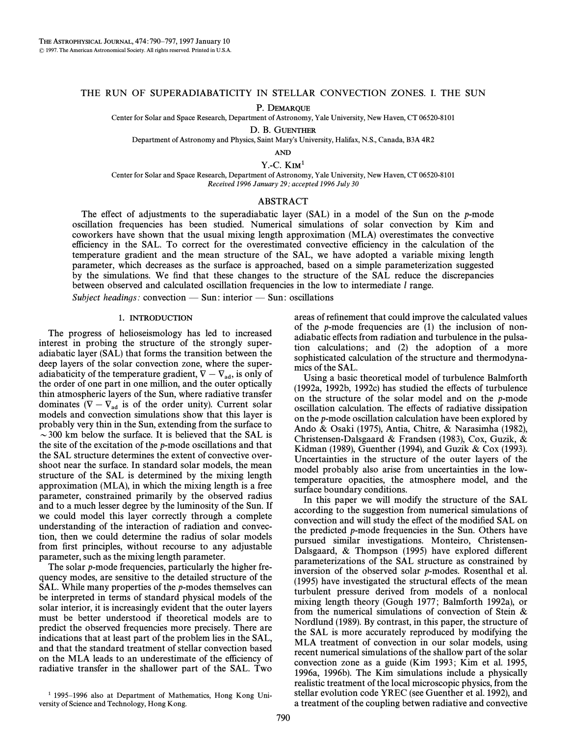# THE RUN OF SUPERADIABATICITY IN STELLAR CONVECTION ZONES. I. THE SUN

P. Demarque

Center for Solar and Space Research, Department of Astronomy, Yale University, New Haven, CT 06520-8101

D. B. Guenther

Department of Astronomy and Physics, Saint Mary's University, Halifax, N.S., Canada, B3A 4R2

AND

Y.-C. Kim[1]

Center for Solar and Space Research, Department of Astronomy, Yale University, New Haven, CT 06520-8101

*Received 1996 January 29; accepted 1996 July 30*

## ABSTRACT

The effect of adjustments to the superadiabatic layer (SAL) in a model of the Sun on the *p*-mode oscillation frequencies has been studied. Numerical simulations of solar convection by Kim and coworkers have shown that the usual mixing length approximation (MLA) overestimates the convective efficiency in the SAL. To correct for the overestimated convective efficiency in the calculation of the temperature gradient and the mean structure of the SAL, we have adopted a variable mixing length parameter, which decreases as the surface is approached, based on a simple parameterization suggested by the simulations. We find that these changes to the structure of the SAL reduce the discrepancies between observed and calculated oscillation frequencies in the low to intermediate *l* range.

*Subject headings:* convection — Sun: interior — Sun: oscillations

## 1. INTRODUCTION

The progress of helioseismology has led to increased interest in probing the structure of the strongly superadiabatic layer (SAL) that forms the transition between the deep layers of the solar convection zone, where the superadiabaticity of the temperature gradient, $\nabla - \nabla_{\rm ad}$, is only of the order of one part in one million, and the outer optically thin atmospheric layers of the Sun, where radiative transfer dominates ($\nabla - \nabla_{\rm ad}$ is of the order unity). Current solar models and convection simulations show that this layer is probably very thin in the Sun, extending from the surface to $\sim 300$ km below the surface. It is believed that the SAL is the site of the excitation of the *p*-mode oscillations and that the SAL structure determines the extent of convective overshoot near the surface. In standard solar models, the mean structure of the SAL is determined by the mixing length approximation (MLA), in which the mixing length is a free parameter, constrained primarily by the observed radius and to a much lesser degree by the luminosity of the Sun. If we could model this layer correctly through a complete understanding of the interaction of radiation and convection, then we could determine the radius of solar models from first principles, without recourse to any adjustable parameter, such as the mixing length parameter.

The solar *p*-mode frequencies, particularly the higher frequency modes, are sensitive to the detailed structure of the SAL. While many properties of the *p*-modes themselves can be interpreted in terms of standard physical models of the solar interior, it is increasingly evident that the outer layers must be better understood if theoretical models are to predict the observed frequencies more precisely. There are indications that at least part of the problem lies in the SAL, and that the standard treatment of stellar convection based on the MLA leads to an underestimate of the efficiency of radiative transfer in the shallower part of the SAL. Two areas of refinement that could improve the calculated values of the *p*-mode frequencies are (1) the inclusion of nonadiabatic effects from radiation and turbulence in the pulsation calculations; and (2) the adoption of a more sophisticated calculation of the structure and thermodynamics of the SAL.

Using a basic theoretical model of turbulence Balmforth (1992a, 1992b, 1992c) has studied the effects of turbulence on the structure of the solar model and on the *p*-mode oscillation calculation. The effects of radiative dissipation on the *p*-mode oscillation calculation have been explored by Ando & Osaki (1975), Antia, Chitre, & Narasimha (1982), Christensen-Dalsgaard & Frandsen (1983), Cox, Guzik, & Kidman (1989), Guenther (1994), and Guzik & Cox (1993). Uncertainties in the structure of the outer layers of the model probably also arise from uncertainties in the low-temperature opacities, the atmosphere model, and the surface boundary conditions.

In this paper we will modify the structure of the SAL according to the suggestion from numerical simulations of convection and will study the effect of the modified SAL on the predicted *p*-mode frequencies in the Sun. Others have pursued similar investigations. Monteiro, Christensen-Dalsgaard, & Thompson (1995) have explored different parameterizations of the SAL structure as constrained by inversion of the observed solar *p*-modes. Rosenthal et al. (1995) have investigated the structural effects of the mean turbulent pressure derived from models of a nonlocal mixing length theory (Gough 1977; Balmforth 1992a), or from the numerical simulations of convection of Stein & Nordlund (1989). By contrast, in this paper, the structure of the SAL is more accurately reproduced by modifying the MLA treatment of convection in our solar models, using recent numerical simulations of the shallow part of the solar convection zone as a guide (Kim 1993; Kim et al. 1995, 1996a, 1996b). The Kim simulations include a physically realistic treatment of the local microscopic physics, from the stellar evolution code YREC (see Guenther et al. 1992), and a treatment of the coupling betwen radiative and convective

[1] 1995–1996 also at Department of Mathematics, Hong Kong University of Science and Technology, Hong Kong.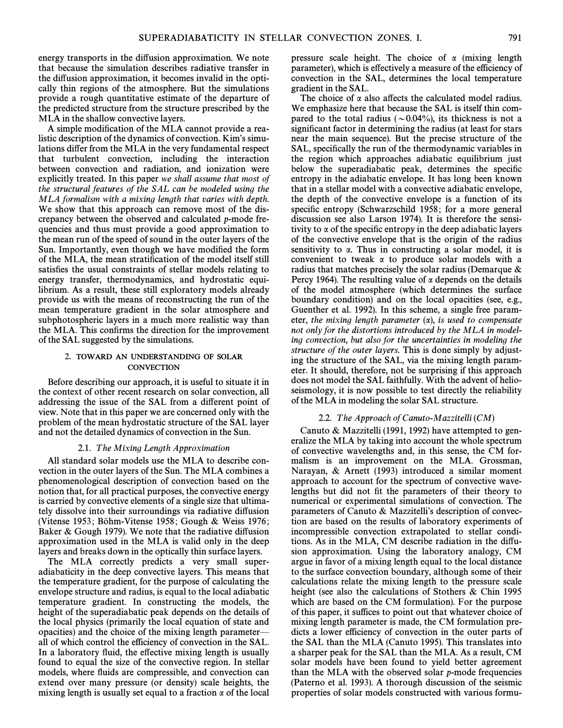energy transports in the diffusion approximation. We note that because the simulation describes radiative transfer in the diffusion approximation, it becomes invalid in the optically thin regions of the atmosphere. But the simulations provide a rough quantitative estimate of the departure of the predicted structure from the structure prescribed by the MLA in the shallow convective layers.

A simple modification of the MLA cannot provide a realistic description of the dynamics of convection. Kim's simulations differ from the MLA in the very fundamental respect that turbulent convection, including the interaction between convection and radiation, and ionization were explicitly treated. In this paper *we shall assume that most of the structural features of the SAL can be modeled using the MLA formalism with a mixing length that varies with depth.* We show that this approach can remove most of the discrepancy between the observed and calculated *p*-mode frequencies and thus must provide a good approximation to the mean run of the speed of sound in the outer layers of the Sun. Importantly, even though we have modified the form of the MLA, the mean stratification of the model itself still satisfies the usual constraints of stellar models relating to energy transfer, thermodynamics, and hydrostatic equilibrium. As a result, these still exploratory models already provide us with the means of reconstructing the run of the mean temperature gradient in the solar atmosphere and subphotospheric layers in a much more realistic way than the MLA. This confirms the direction for the improvement of the SAL suggested by the simulations.

## 2. TOWARD AN UNDERSTANDING OF SOLAR CONVECTION

Before describing our approach, it is useful to situate it in the context of other recent research on solar convection, all addressing the issue of the SAL from a different point of view. Note that in this paper we are concerned only with the problem of the mean hydrostatic structure of the SAL layer and not the detailed dynamics of convection in the Sun.

### 2.1. *The Mixing Length Approximation*

All standard solar models use the MLA to describe convection in the outer layers of the Sun. The MLA combines a phenomenological description of convection based on the notion that, for all practical purposes, the convective energy is carried by convective elements of a single size that ultimately dissolve into their surroundings via radiative diffusion (Vitense 1953; Böhm-Vitense 1958; Gough & Weiss 1976; Baker & Gough 1979). We note that the radiative diffusion approximation used in the MLA is valid only in the deep layers and breaks down in the optically thin surface layers.

The MLA correctly predicts a very small superadiabaticity in the deep convective layers. This means that the temperature gradient, for the purpose of calculating the envelope structure and radius, is equal to the local adiabatic temperature gradient. In constructing the models, the height of the superadiabatic peak depends on the details of the local physics (primarily the local equation of state and opacities) and the choice of the mixing length parameter—all of which control the efficiency of convection in the SAL. In a laboratory fluid, the effective mixing length is usually found to equal the size of the convective region. In stellar models, where fluids are compressible, and convection can extend over many pressure (or density) scale heights, the mixing length is usually set equal to a fraction $\alpha$ of the local pressure scale height. The choice of $\alpha$ (mixing length parameter), which is effectively a measure of the efficiency of convection in the SAL, determines the local temperature gradient in the SAL.

The choice of $\alpha$ also affects the calculated model radius. We emphasize here that because the SAL is itself thin compared to the total radius ($\sim 0.04\%$), its thickness is not a significant factor in determining the radius (at least for stars near the main sequence). But the precise structure of the SAL, specifically the run of the thermodynamic variables in the region which approaches adiabatic equilibrium just below the superadiabatic peak, determines the specific entropy in the adiabatic envelope. It has long been known that in a stellar model with a convective adiabatic envelope, the depth of the convective envelope is a function of its specific entropy (Schwarzschild 1958; for a more general discussion see also Larson 1974). It is therefore the sensitivity to $\alpha$ of the specific entropy in the deep adiabatic layers of the convective envelope that is the origin of the radius sensitivity to $\alpha$. Thus in constructing a solar model, it is convenient to tweak $\alpha$ to produce solar models with a radius that matches precisely the solar radius (Demarque & Percy 1964). The resulting value of $\alpha$ depends on the details of the model atmosphere (which determines the surface boundary condition) and on the local opacities (see, e.g., Guenther et al. 1992). In this scheme, a single free parameter, *the mixing length parameter* ($\alpha$), *is used to compensate not only for the distortions introduced by the MLA in modeling convection, but also for the uncertainties in modeling the structure of the outer layers.* This is done simply by adjusting the structure of the SAL, via the mixing length parameter. It should, therefore, not be surprising if this approach does not model the SAL faithfully. With the advent of helioseismology, it is now possible to test directly the reliability of the MLA in modeling the solar SAL structure.

### 2.2. *The Approach of Canuto-Mazzitelli* (*CM*)

Canuto & Mazzitelli (1991, 1992) have attempted to generalize the MLA by taking into account the whole spectrum of convective wavelengths and, in this sense, the CM formalism is an improvement on the MLA. Grossman, Narayan, & Arnett (1993) introduced a similar moment approach to account for the spectrum of convective wavelengths but did not fit the parameters of their theory to numerical or experimental simulations of convection. The parameters of Canuto & Mazzitelli's description of convection are based on the results of laboratory experiments of incompressible convection extrapolated to stellar conditions. As in the MLA, CM describe radiation in the diffusion approximation. Using the laboratory analogy, CM argue in favor of a mixing length equal to the local distance to the surface convection boundary, although some of their calculations relate the mixing length to the pressure scale height (see also the calculations of Stothers & Chin 1995 which are based on the CM formulation). For the purpose of this paper, it suffices to point out that whatever choice of mixing length parameter is made, the CM formulation predicts a lower efficiency of convection in the outer parts of the SAL than the MLA (Canuto 1995). This translates into a sharper peak for the SAL than the MLA. As a result, CM solar models have been found to yield better agreement than the MLA with the observed solar *p*-mode frequencies (Paterno et al. 1993). A thorough discussion of the seismic properties of solar models constructed with various formu-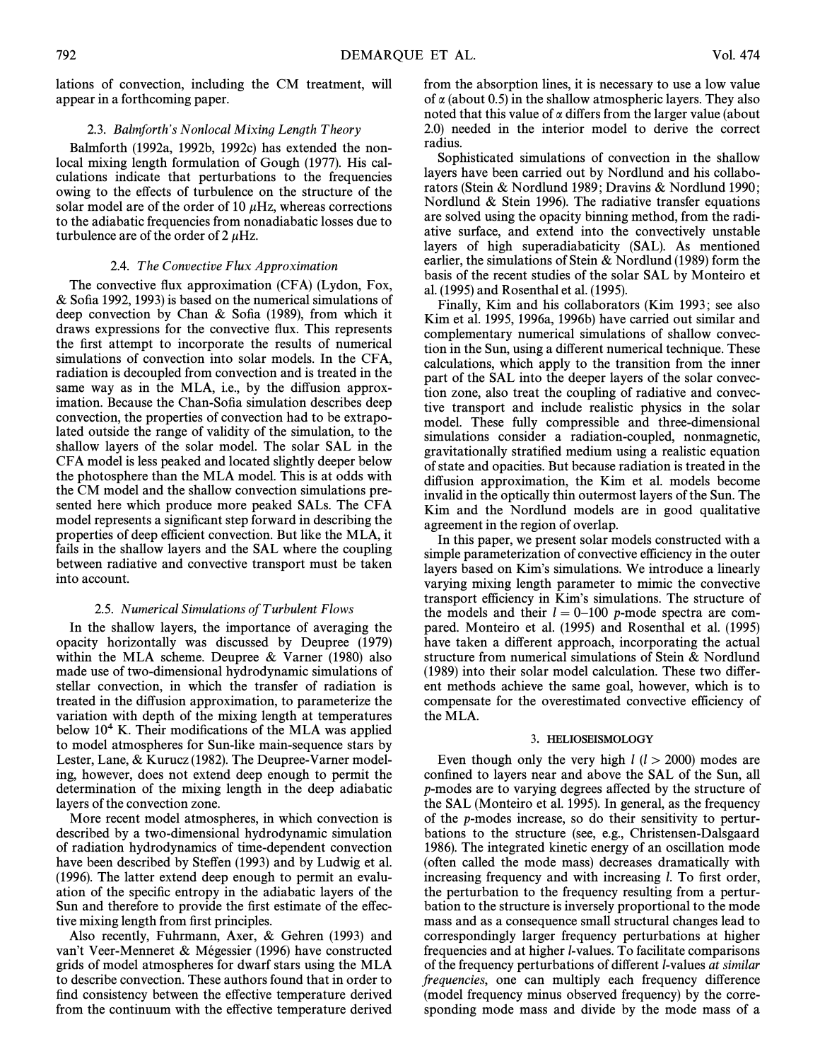lations of convection, including the CM treatment, will appear in a forthcoming paper.

### 2.3. *Balmforth's Nonlocal Mixing Length Theory*

Balmforth (1992a, 1992b, 1992c) has extended the nonlocal mixing length formulation of Gough (1977). His calculations indicate that perturbations to the frequencies owing to the effects of turbulence on the structure of the solar model are of the order of 10 $\mu$Hz, whereas corrections to the adiabatic frequencies from nonadiabatic losses due to turbulence are of the order of 2 $\mu$Hz.

### 2.4. *The Convective Flux Approximation*

The convective flux approximation (CFA) (Lydon, Fox, & Sofia 1992, 1993) is based on the numerical simulations of deep convection by Chan & Sofia (1989), from which it draws expressions for the convective flux. This represents the first attempt to incorporate the results of numerical simulations of convection into solar models. In the CFA, radiation is decoupled from convection and is treated in the same way as in the MLA, i.e., by the diffusion approximation. Because the Chan-Sofia simulation describes deep convection, the properties of convection had to be extrapolated outside the range of validity of the simulation, to the shallow layers of the solar model. The solar SAL in the CFA model is less peaked and located slightly deeper below the photosphere than the MLA model. This is at odds with the CM model and the shallow convection simulations presented here which produce more peaked SALs. The CFA model represents a significant step forward in describing the properties of deep efficient convection. But like the MLA, it fails in the shallow layers and the SAL where the coupling between radiative and convective transport must be taken into account.

### 2.5. *Numerical Simulations of Turbulent Flows*

In the shallow layers, the importance of averaging the opacity horizontally was discussed by Deupree (1979) within the MLA scheme. Deupree & Varner (1980) also made use of two-dimensional hydrodynamic simulations of stellar convection, in which the transfer of radiation is treated in the diffusion approximation, to parameterize the variation with depth of the mixing length at temperatures below $10^4$ K. Their modifications of the MLA was applied to model atmospheres for Sun-like main-sequence stars by Lester, Lane, & Kurucz (1982). The Deupree-Varner modeling, however, does not extend deep enough to permit the determination of the mixing length in the deep adiabatic layers of the convection zone.

More recent model atmospheres, in which convection is described by a two-dimensional hydrodynamic simulation of radiation hydrodynamics of time-dependent convection have been described by Steffen (1993) and by Ludwig et al. (1996). The latter extend deep enough to permit an evaluation of the specific entropy in the adiabatic layers of the Sun and therefore to provide the first estimate of the effective mixing length from first principles.

Also recently, Fuhrmann, Axer, & Gehren (1993) and van't Veer-Menneret & Mégessier (1996) have constructed grids of model atmospheres for dwarf stars using the MLA to describe convection. These authors found that in order to find consistency between the effective temperature derived from the continuum with the effective temperature derived from the absorption lines, it is necessary to use a low value of $\alpha$ (about 0.5) in the shallow atmospheric layers. They also noted that this value of $\alpha$ differs from the larger value (about 2.0) needed in the interior model to derive the correct radius.

Sophisticated simulations of convection in the shallow layers have been carried out by Nordlund and his collaborators (Stein & Nordlund 1989; Dravins & Nordlund 1990; Nordlund & Stein 1996). The radiative transfer equations are solved using the opacity binning method, from the radiative surface, and extend into the convectively unstable layers of high superadiabaticity (SAL). As mentioned earlier, the simulations of Stein & Nordlund (1989) form the basis of the recent studies of the solar SAL by Monteiro et al. (1995) and Rosenthal et al. (1995).

Finally, Kim and his collaborators (Kim 1993; see also Kim et al. 1995, 1996a, 1996b) have carried out similar and complementary numerical simulations of shallow convection in the Sun, using a different numerical technique. These calculations, which apply to the transition from the inner part of the SAL into the deeper layers of the solar convection zone, also treat the coupling of radiative and convective transport and include realistic physics in the solar model. These fully compressible and three-dimensional simulations consider a radiation-coupled, nonmagnetic, gravitationally stratified medium using a realistic equation of state and opacities. But because radiation is treated in the diffusion approximation, the Kim et al. models become invalid in the optically thin outermost layers of the Sun. The Kim and the Nordlund models are in good qualitative agreement in the region of overlap.

In this paper, we present solar models constructed with a simple parameterization of convective efficiency in the outer layers based on Kim's simulations. We introduce a linearly varying mixing length parameter to mimic the convective transport efficiency in Kim's simulations. The structure of the models and their $l = 0$–$100$ $p$-mode spectra are compared. Monteiro et al. (1995) and Rosenthal et al. (1995) have taken a different approach, incorporating the actual structure from numerical simulations of Stein & Nordlund (1989) into their solar model calculation. These two different methods achieve the same goal, however, which is to compensate for the overestimated convective efficiency of the MLA.

## 3. HELIOSEISMOLOGY

Even though only the very high $l$ ($l > 2000$) modes are confined to layers near and above the SAL of the Sun, all $p$-modes are to varying degrees affected by the structure of the SAL (Monteiro et al. 1995). In general, as the frequency of the $p$-modes increase, so do their sensitivity to perturbations to the structure (see, e.g., Christensen-Dalsgaard 1986). The integrated kinetic energy of an oscillation mode (often called the mode mass) decreases dramatically with increasing frequency and with increasing $l$. To first order, the perturbation to the frequency resulting from a perturbation to the structure is inversely proportional to the mode mass and as a consequence small structural changes lead to correspondingly larger frequency perturbations at higher frequencies and at higher $l$-values. To facilitate comparisons of the frequency perturbations of different $l$-values *at similar frequencies*, one can multiply each frequency difference (model frequency minus observed frequency) by the corresponding mode mass and divide by the mode mass of a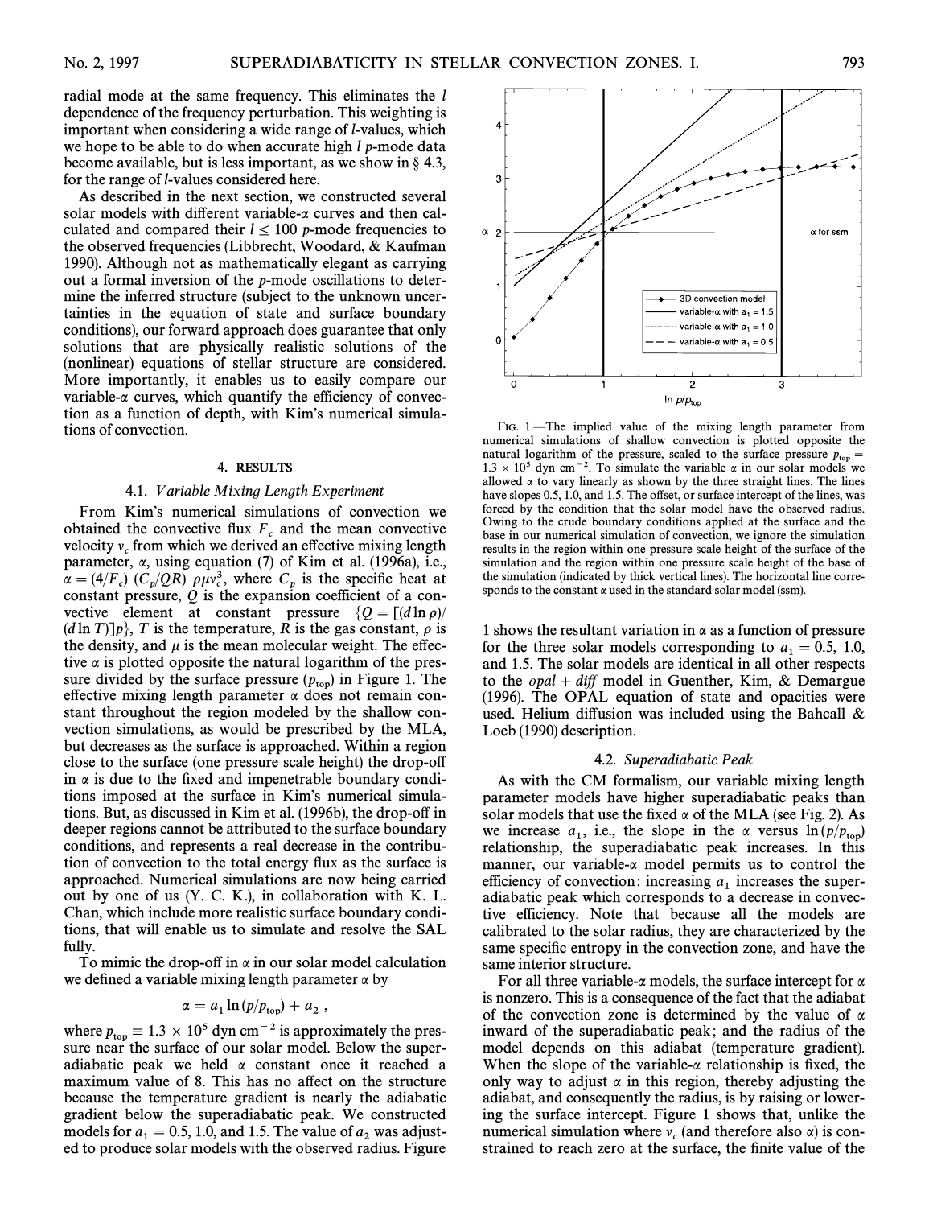radial mode at the same frequency. This eliminates the $l$ dependence of the frequency perturbation. This weighting is important when considering a wide range of $l$-values, which we hope to be able to do when accurate high $l$ $p$-mode data become available, but is less important, as we show in § 4.3, for the range of $l$-values considered here.

As described in the next section, we constructed several solar models with different variable-$\alpha$ curves and then calculated and compared their $l \leq 100$ $p$-mode frequencies to the observed frequencies (Libbrecht, Woodard, & Kaufman 1990). Although not as mathematically elegant as carrying out a formal inversion of the $p$-mode oscillations to determine the inferred structure (subject to the unknown uncertainties in the equation of state and surface boundary conditions), our forward approach does guarantee that only solutions that are physically realistic solutions of the (nonlinear) equations of stellar structure are considered. More importantly, it enables us to easily compare our variable-$\alpha$ curves, which quantify the efficiency of convection as a function of depth, with Kim's numerical simulations of convection.

## 4. RESULTS

### 4.1. *Variable Mixing Length Experiment*

From Kim's numerical simulations of convection we obtained the convective flux $F_c$ and the mean convective velocity $v_c$ from which we derived an effective mixing length parameter, $\alpha$, using equation (7) of Kim et al. (1996a), i.e., $\alpha = (4/F_c)\,(C_p/QR)\,\rho\mu v_c^3$, where $C_p$ is the specific heat at constant pressure, $Q$ is the expansion coefficient of a convective element at constant pressure $\{Q = [(d \ln \rho)/(d \ln T)]p\}$, $T$ is the temperature, $R$ is the gas constant, $\rho$ is the density, and $\mu$ is the mean molecular weight. The effective $\alpha$ is plotted opposite the natural logarithm of the pressure divided by the surface pressure ($p_{top}$) in Figure 1. The effective mixing length parameter $\alpha$ does not remain constant throughout the region modeled by the shallow convection simulations, as would be prescribed by the MLA, but decreases as the surface is approached. Within a region close to the surface (one pressure scale height) the drop-off in $\alpha$ is due to the fixed and impenetrable boundary conditions imposed at the surface in Kim's numerical simulations. But, as discussed in Kim et al. (1996b), the drop-off in deeper regions cannot be attributed to the surface boundary conditions, and represents a real decrease in the contribution of convection to the total energy flux as the surface is approached. Numerical simulations are now being carried out by one of us (Y. C. K.), in collaboration with K. L. Chan, which include more realistic surface boundary conditions, that will enable us to simulate and resolve the SAL fully.

To mimic the drop-off in $\alpha$ in our solar model calculation we defined a variable mixing length parameter $\alpha$ by

$$\alpha = a_1 \ln(p/p_{top}) + a_2 \ ,$$

where $p_{top} \equiv 1.3 \times 10^5$ dyn cm$^{-2}$ is approximately the pressure near the surface of our solar model. Below the superadiabatic peak we held $\alpha$ constant once it reached a maximum value of 8. This has no affect on the structure because the temperature gradient is nearly the adiabatic gradient below the superadiabatic peak. We constructed models for $a_1 = 0.5$, 1.0, and 1.5. The value of $a_2$ was adjusted to produce solar models with the observed radius. Figure 1 shows the resultant variation in $\alpha$ as a function of pressure for the three solar models corresponding to $a_1 = 0.5$, 1.0, and 1.5. The solar models are identical in all other respects to the *opal + diff* model in Guenther, Kim, & Demargue (1996). The OPAL equation of state and opacities were used. Helium diffusion was included using the Bahcall & Loeb (1990) description.

α
ln p/p_top
α for ssm
3D convection model
variable-α with a₁ = 1.5
variable-α with a₁ = 1.0
variable-α with a₁ = 0.5

FIG. 1.—The implied value of the mixing length parameter from numerical simulations of shallow convection is plotted opposite the natural logarithm of the pressure, scaled to the surface pressure $p_{top} = 1.3 \times 10^5$ dyn cm$^{-2}$. To simulate the variable $\alpha$ in our solar models we allowed $\alpha$ to vary linearly as shown by the three straight lines. The lines have slopes 0.5, 1.0, and 1.5. The offset, or surface intercept of the lines, was forced by the condition that the solar model have the observed radius. Owing to the crude boundary conditions applied at the surface and the base in our numerical simulation of convection, we ignore the simulation results in the region within one pressure scale height of the surface of the simulation and the region within one pressure scale height of the base of the simulation (indicated by thick vertical lines). The horizontal line corresponds to the constant $\alpha$ used in the standard solar model (ssm).

### 4.2. *Superadiabatic Peak*

As with the CM formalism, our variable mixing length parameter models have higher superadiabatic peaks than solar models that use the fixed $\alpha$ of the MLA (see Fig. 2). As we increase $a_1$, i.e., the slope in the $\alpha$ versus $\ln(p/p_{top})$ relationship, the superadiabatic peak increases. In this manner, our variable-$\alpha$ model permits us to control the efficiency of convection: increasing $a_1$ increases the superadiabatic peak which corresponds to a decrease in convective efficiency. Note that because all the models are calibrated to the solar radius, they are characterized by the same specific entropy in the convection zone, and have the same interior structure.

For all three variable-$\alpha$ models, the surface intercept for $\alpha$ is nonzero. This is a consequence of the fact that the adiabat of the convection zone is determined by the value of $\alpha$ inward of the superadiabatic peak; and the radius of the model depends on this adiabat (temperature gradient). When the slope of the variable-$\alpha$ relationship is fixed, the only way to adjust $\alpha$ in this region, thereby adjusting the adiabat, and consequently the radius, is by raising or lowering the surface intercept. Figure 1 shows that, unlike the numerical simulation where $v_c$ (and therefore also $\alpha$) is constrained to reach zero at the surface, the finite value of the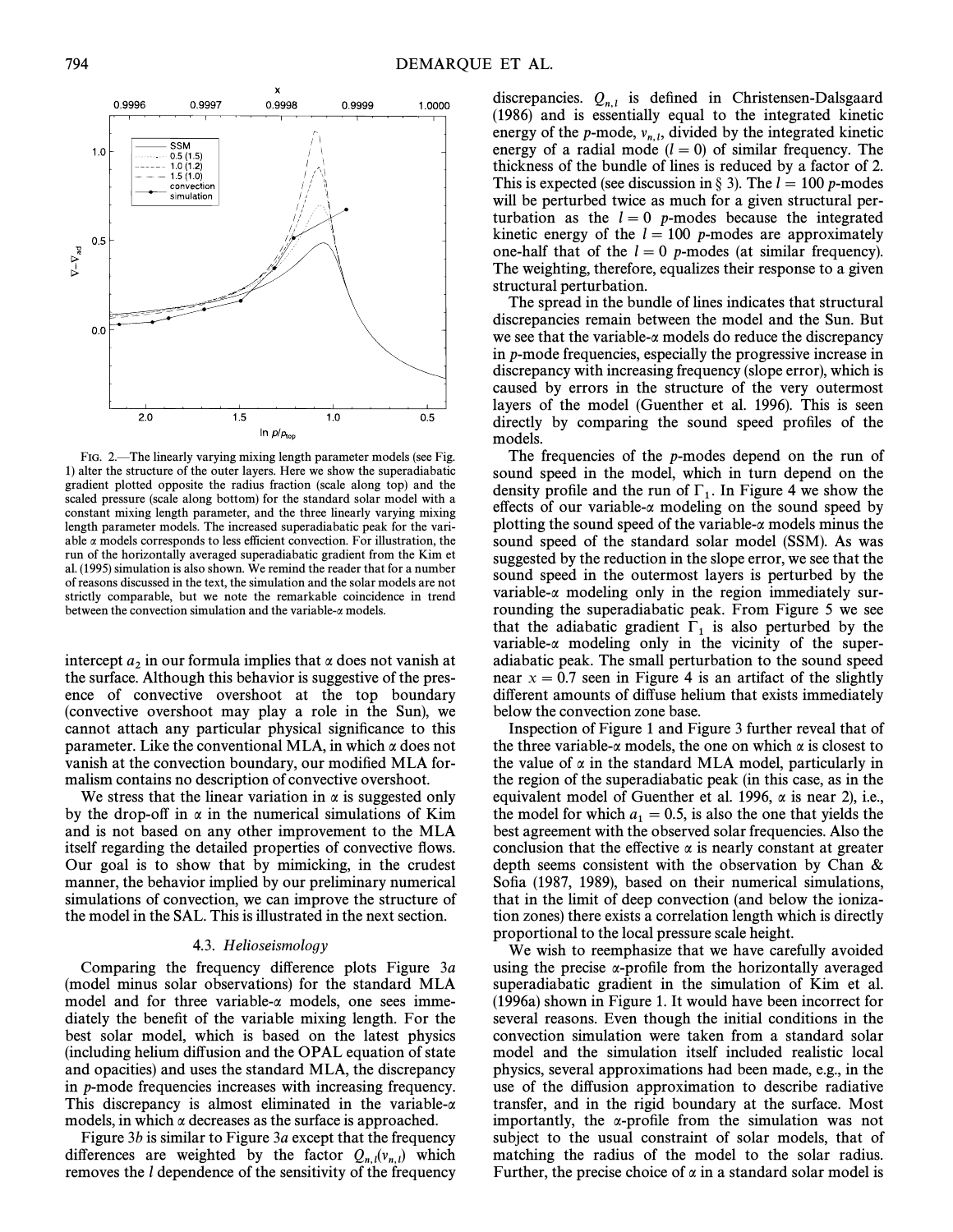x

0.9996 0.9997 0.9998 0.9999 1.0000

SSM
0.5 (1.5)
1.0 (1.2)
1.5 (1.0)
convection simulation

$\nabla - \nabla_{ad}$

1.0
0.5
0.0

2.0 1.5 1.0 0.5

$\ln p/p_{top}$

FIG. 2.—The linearly varying mixing length parameter models (see Fig. 1) alter the structure of the outer layers. Here we show the superadiabatic gradient plotted opposite the radius fraction (scale along top) and the scaled pressure (scale along bottom) for the standard solar model with a constant mixing length parameter, and the three linearly varying mixing length parameter models. The increased superadiabatic peak for the variable $\alpha$ models corresponds to less efficient convection. For illustration, the run of the horizontally averaged superadiabatic gradient from the Kim et al. (1995) simulation is also shown. We remind the reader that for a number of reasons discussed in the text, the simulation and the solar models are not strictly comparable, but we note the remarkable coincidence in trend between the convection simulation and the variable-$\alpha$ models.

intercept $a_2$ in our formula implies that $\alpha$ does not vanish at the surface. Although this behavior is suggestive of the presence of convective overshoot at the top boundary (convective overshoot may play a role in the Sun), we cannot attach any particular physical significance to this parameter. Like the conventional MLA, in which $\alpha$ does not vanish at the convection boundary, our modified MLA formalism contains no description of convective overshoot.

We stress that the linear variation in $\alpha$ is suggested only by the drop-off in $\alpha$ in the numerical simulations of Kim and is not based on any other improvement to the MLA itself regarding the detailed properties of convective flows. Our goal is to show that by mimicking, in the crudest manner, the behavior implied by our preliminary numerical simulations of convection, we can improve the structure of the model in the SAL. This is illustrated in the next section.

### 4.3. *Helioseismology*

Comparing the frequency difference plots Figure 3*a* (model minus solar observations) for the standard MLA model and for three variable-$\alpha$ models, one sees immediately the benefit of the variable mixing length. For the best solar model, which is based on the latest physics (including helium diffusion and the OPAL equation of state and opacities) and uses the standard MLA, the discrepancy in *p*-mode frequencies increases with increasing frequency. This discrepancy is almost eliminated in the variable-$\alpha$ models, in which $\alpha$ decreases as the surface is approached.

Figure 3*b* is similar to Figure 3*a* except that the frequency differences are weighted by the factor $Q_{n,l}(\nu_{n,l})$ which removes the *l* dependence of the sensitivity of the frequency discrepancies. $Q_{n,l}$ is defined in Christensen-Dalsgaard (1986) and is essentially equal to the integrated kinetic energy of the *p*-mode, $\nu_{n,l}$, divided by the integrated kinetic energy of a radial mode ($l = 0$) of similar frequency. The thickness of the bundle of lines is reduced by a factor of 2. This is expected (see discussion in § 3). The $l = 100$ *p*-modes will be perturbed twice as much for a given structural perturbation as the $l = 0$ *p*-modes because the integrated kinetic energy of the $l = 100$ *p*-modes are approximately one-half that of the $l = 0$ *p*-modes (at similar frequency). The weighting, therefore, equalizes their response to a given structural perturbation.

The spread in the bundle of lines indicates that structural discrepancies remain between the model and the Sun. But we see that the variable-$\alpha$ models do reduce the discrepancy in *p*-mode frequencies, especially the progressive increase in discrepancy with increasing frequency (slope error), which is caused by errors in the structure of the very outermost layers of the model (Guenther et al. 1996). This is seen directly by comparing the sound speed profiles of the models.

The frequencies of the *p*-modes depend on the run of sound speed in the model, which in turn depend on the density profile and the run of $\Gamma_1$. In Figure 4 we show the effects of our variable-$\alpha$ modeling on the sound speed by plotting the sound speed of the variable-$\alpha$ models minus the sound speed of the standard solar model (SSM). As was suggested by the reduction in the slope error, we see that the sound speed in the outermost layers is perturbed by the variable-$\alpha$ modeling only in the region immediately surrounding the superadiabatic peak. From Figure 5 we see that the adiabatic gradient $\Gamma_1$ is also perturbed by the variable-$\alpha$ modeling only in the vicinity of the superadiabatic peak. The small perturbation to the sound speed near $x = 0.7$ seen in Figure 4 is an artifact of the slightly different amounts of diffuse helium that exists immediately below the convection zone base.

Inspection of Figure 1 and Figure 3 further reveal that of the three variable-$\alpha$ models, the one on which $\alpha$ is closest to the value of $\alpha$ in the standard MLA model, particularly in the region of the superadiabatic peak (in this case, as in the equivalent model of Guenther et al. 1996, $\alpha$ is near 2), i.e., the model for which $a_1 = 0.5$, is also the one that yields the best agreement with the observed solar frequencies. Also the conclusion that the effective $\alpha$ is nearly constant at greater depth seems consistent with the observation by Chan & Sofia (1987, 1989), based on their numerical simulations, that in the limit of deep convection (and below the ionization zones) there exists a correlation length which is directly proportional to the local pressure scale height.

We wish to reemphasize that we have carefully avoided using the precise $\alpha$-profile from the horizontally averaged superadiabatic gradient in the simulation of Kim et al. (1996a) shown in Figure 1. It would have been incorrect for several reasons. Even though the initial conditions in the convection simulation were taken from a standard solar model and the simulation itself included realistic local physics, several approximations had been made, e.g., in the use of the diffusion approximation to describe radiative transfer, and in the rigid boundary at the surface. Most importantly, the $\alpha$-profile from the simulation was not subject to the usual constraint of solar models, that of matching the radius of the model to the solar radius. Further, the precise choice of $\alpha$ in a standard solar model is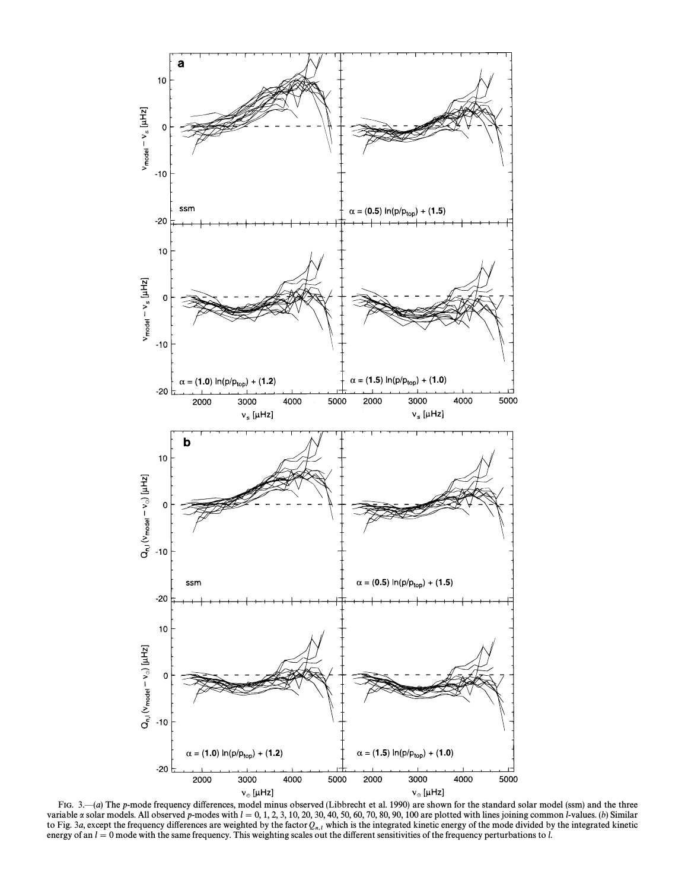a

10

0

-10

-20

$\nu_{model} - \nu_s$ [μHz]

ssm

$\alpha = (\mathbf{0.5}) \ln(p/p_{top}) + (\mathbf{1.5})$

$\alpha = (\mathbf{1.0}) \ln(p/p_{top}) + (\mathbf{1.2})$

$\alpha = (\mathbf{1.5}) \ln(p/p_{top}) + (\mathbf{1.0})$

2000 3000 4000 5000

$\nu_s$ [μHz]

b

$Q_{n,l}\,(\nu_{model} - \nu_\odot)$ [μHz]

ssm

$\alpha = (\mathbf{0.5}) \ln(p/p_{top}) + (\mathbf{1.5})$

$\alpha = (\mathbf{1.0}) \ln(p/p_{top}) + (\mathbf{1.2})$

$\alpha = (\mathbf{1.5}) \ln(p/p_{top}) + (\mathbf{1.0})$

2000 3000 4000 5000

$\nu_\odot$ [μHz]

FIG. 3.—(*a*) The *p*-mode frequency differences, model minus observed (Libbrecht et al. 1990) are shown for the standard solar model (ssm) and the three variable $\alpha$ solar models. All observed *p*-modes with $l = 0, 1, 2, 3, 10, 20, 30, 40, 50, 60, 70, 80, 90, 100$ are plotted with lines joining common *l*-values. (*b*) Similar to Fig. 3*a*, except the frequency differences are weighted by the factor $Q_{n,l}$ which is the integrated kinetic energy of the mode divided by the integrated kinetic energy of an $l = 0$ mode with the same frequency. This weighting scales out the different sensitivities of the frequency perturbations to *l*.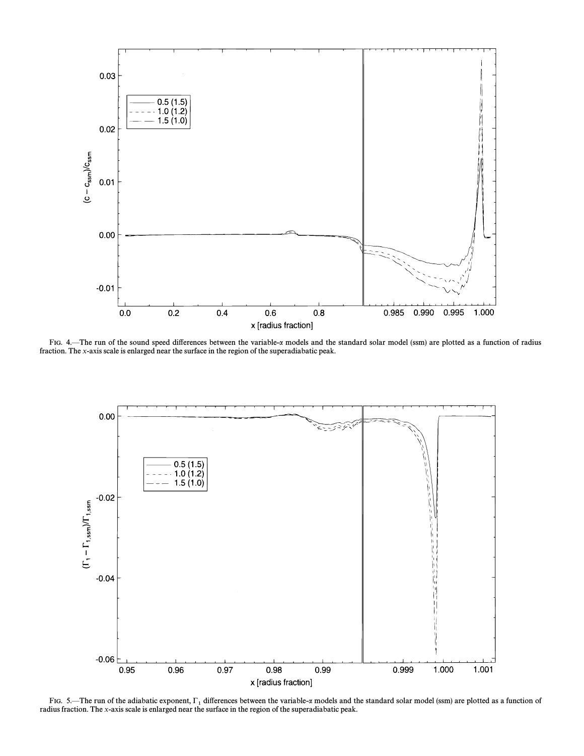0.03

0.02

0.01

0.00

-0.01

$(c - c_{ssm})/c_{ssm}$

0.5 (1.5)
1.0 (1.2)
1.5 (1.0)

0.0 0.2 0.4 0.6 0.8 0.985 0.990 0.995 1.000

x [radius fraction]

FIG. 4.—The run of the sound speed differences between the variable-$\alpha$ models and the standard solar model (ssm) are plotted as a function of radius fraction. The $x$-axis scale is enlarged near the surface in the region of the superadiabatic peak.

0.00

-0.02

-0.04

-0.06

$(\Gamma_1 - \Gamma_{1,ssm})/\Gamma_{1,ssm}$

0.5 (1.5)
1.0 (1.2)
1.5 (1.0)

0.95 0.96 0.97 0.98 0.99 0.999 1.000 1.001

x [radius fraction]

FIG. 5.—The run of the adiabatic exponent, $\Gamma_1$ differences between the variable-$\alpha$ models and the standard solar model (ssm) are plotted as a function of radius fraction. The $x$-axis scale is enlarged near the surface in the region of the superadiabatic peak.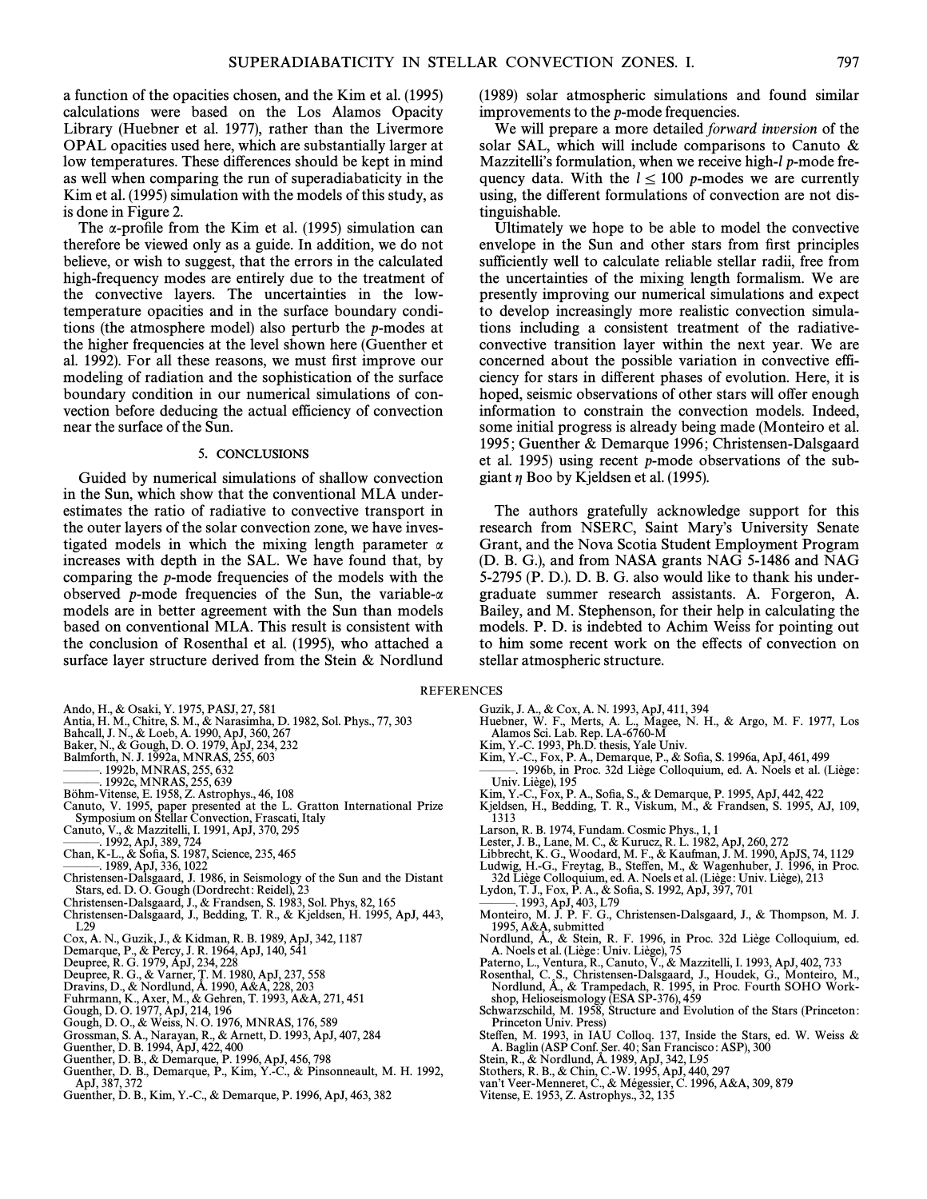a function of the opacities chosen, and the Kim et al. (1995) calculations were based on the Los Alamos Opacity Library (Huebner et al. 1977), rather than the Livermore OPAL opacities used here, which are substantially larger at low temperatures. These differences should be kept in mind as well when comparing the run of superadiabaticity in the Kim et al. (1995) simulation with the models of this study, as is done in Figure 2.

The $\alpha$-profile from the Kim et al. (1995) simulation can therefore be viewed only as a guide. In addition, we do not believe, or wish to suggest, that the errors in the calculated high-frequency modes are entirely due to the treatment of the convective layers. The uncertainties in the low-temperature opacities and in the surface boundary conditions (the atmosphere model) also perturb the $p$-modes at the higher frequencies at the level shown here (Guenther et al. 1992). For all these reasons, we must first improve our modeling of radiation and the sophistication of the surface boundary condition in our numerical simulations of convection before deducing the actual efficiency of convection near the surface of the Sun.

## 5. CONCLUSIONS

Guided by numerical simulations of shallow convection in the Sun, which show that the conventional MLA underestimates the ratio of radiative to convective transport in the outer layers of the solar convection zone, we have investigated models in which the mixing length parameter $\alpha$ increases with depth in the SAL. We have found that, by comparing the $p$-mode frequencies of the models with the observed $p$-mode frequencies of the Sun, the variable-$\alpha$ models are in better agreement with the Sun than models based on conventional MLA. This result is consistent with the conclusion of Rosenthal et al. (1995), who attached a surface layer structure derived from the Stein & Nordlund (1989) solar atmospheric simulations and found similar improvements to the $p$-mode frequencies.

We will prepare a more detailed *forward inversion* of the solar SAL, which will include comparisons to Canuto & Mazzitelli's formulation, when we receive high-$l$ $p$-mode frequency data. With the $l \leq 100$ $p$-modes we are currently using, the different formulations of convection are not distinguishable.

Ultimately we hope to be able to model the convective envelope in the Sun and other stars from first principles sufficiently well to calculate reliable stellar radii, free from the uncertainties of the mixing length formalism. We are presently improving our numerical simulations and expect to develop increasingly more realistic convection simulations including a consistent treatment of the radiative-convective transition layer within the next year. We are concerned about the possible variation in convective efficiency for stars in different phases of evolution. Here, it is hoped, seismic observations of other stars will offer enough information to constrain the convection models. Indeed, some initial progress is already being made (Monteiro et al. 1995; Guenther & Demarque 1996; Christensen-Dalsgaard et al. 1995) using recent $p$-mode observations of the subgiant $\eta$ Boo by Kjeldsen et al. (1995).

The authors gratefully acknowledge support for this research from NSERC, Saint Mary's University Senate Grant, and the Nova Scotia Student Employment Program (D. B. G.), and from NASA grants NAG 5-1486 and NAG 5-2795 (P. D.). D. B. G. also would like to thank his undergraduate summer research assistants. A. Forgeron, A. Bailey, and M. Stephenson, for their help in calculating the models. P. D. is indebted to Achim Weiss for pointing out to him some recent work on the effects of convection on stellar atmospheric structure.

## REFERENCES

Ando, H., & Osaki, Y. 1975, PASJ, 27, 581
Antia, H. M., Chitre, S. M., & Narasimha, D. 1982, Sol. Phys., 77, 303
Bahcall, J. N., & Loeb, A. 1990, ApJ, 360, 267
Baker, N., & Gough, D. O. 1979, ApJ, 234, 232
Balmforth, N. J. 1992a, MNRAS, 255, 603
———. 1992b, MNRAS, 255, 632
———. 1992c, MNRAS, 255, 639
Böhm-Vitense, E. 1958, Z. Astrophys., 46, 108
Canuto, V. 1995, paper presented at the L. Gratton International Prize Symposium on Stellar Convection, Frascati, Italy
Canuto, V., & Mazzitelli, I. 1991, ApJ, 370, 295
———. 1992, ApJ, 389, 724
Chan, K.-L., & Sofia, S. 1987, Science, 235, 465
———. 1989, ApJ, 336, 1022
Christensen-Dalsgaard, J. 1986, in Seismology of the Sun and the Distant Stars, ed. D. O. Gough (Dordrecht: Reidel), 23
Christensen-Dalsgaard, J., & Frandsen, S. 1983, Sol. Phys, 82, 165
Christensen-Dalsgaard, J., Bedding, T. R., & Kjeldsen, H. 1995, ApJ, 443, L29
Cox, A. N., Guzik, J., & Kidman, R. B. 1989, ApJ, 342, 1187
Demarque, P., & Percy, J. R. 1964, ApJ, 140, 541
Deupree, R. G. 1979, ApJ, 234, 228
Deupree, R. G., & Varner, T. M. 1980, ApJ, 237, 558
Dravins, D., & Nordlund, Å. 1990, A&A, 228, 203
Fuhrmann, K., Axer, M., & Gehren, T. 1993, A&A, 271, 451
Gough, D. O. 1977, ApJ, 214, 196
Gough, D. O., & Weiss, N. O. 1976, MNRAS, 176, 589
Grossman, S. A., Narayan, R., & Arnett, D. 1993, ApJ, 407, 284
Guenther, D. B. 1994, ApJ, 422, 400
Guenther, D. B., & Demarque, P. 1996, ApJ, 456, 798
Guenther, D. B., Demarque, P., Kim, Y.-C., & Pinsonneault, M. H. 1992, ApJ, 387, 372
Guenther, D. B., Kim, Y.-C., & Demarque, P. 1996, ApJ, 463, 382
Guzik, J. A., & Cox, A. N. 1993, ApJ, 411, 394
Huebner, W. F., Merts, A. L., Magee, N. H., & Argo, M. F. 1977, Los Alamos Sci. Lab. Rep. LA-6760-M
Kim, Y.-C. 1993, Ph.D. thesis, Yale Univ.
Kim, Y.-C., Fox, P. A., Demarque, P., & Sofia, S. 1996a, ApJ, 461, 499
———. 1996b, in Proc. 32d Liège Colloquium, ed. A. Noels et al. (Liège: Univ. Liège), 195
Kim, Y.-C., Fox, P. A., Sofia, S., & Demarque, P. 1995, ApJ, 442, 422
Kjeldsen, H., Bedding, T. R., Viskum, M., & Frandsen, S. 1995, AJ, 109, 1313
Larson, R. B. 1974, Fundam. Cosmic Phys., 1, 1
Lester, J. B., Lane, M. C., & Kurucz, R. L. 1982, ApJ, 260, 272
Libbrecht, K. G., Woodard, M. F., & Kaufman, J. M. 1990, ApJS, 74, 1129
Ludwig, H.-G., Freytag, B., Steffen, M., & Wagenhuber, J. 1996, in Proc. 32d Liège Colloquium, ed. A. Noels et al. (Liège: Univ. Liège), 213
Lydon, T. J., Fox, P. A., & Sofia, S. 1992, ApJ, 397, 701
———. 1993, ApJ, 403, L79
Monteiro, M. J. P. F. G., Christensen-Dalsgaard, J., & Thompson, M. J. 1995, A&A, submitted
Nordlund, Å., & Stein, R. F. 1996, in Proc. 32d Liège Colloquium, ed. A. Noels et al. (Liège: Univ. Liège), 75
Paterno, L., Ventura, R., Canuto, V., & Mazzitelli, I. 1993, ApJ, 402, 733
Rosenthal, C. S., Christensen-Dalsgaard, J., Houdek, G., Monteiro, M., Nordlund, Å., & Trampedach, R. 1995, in Proc. Fourth SOHO Workshop, Helioseismology (ESA SP-376), 459
Schwarzschild, M. 1958, Structure and Evolution of the Stars (Princeton: Princeton Univ. Press)
Steffen, M. 1993, in IAU Colloq. 137, Inside the Stars, ed. W. Weiss & A. Baglin (ASP Conf. Ser. 40; San Francisco: ASP), 300
Stein, R., & Nordlund, Å. 1989, ApJ, 342, L95
Stothers, R. B., & Chin, C.-W. 1995, ApJ, 440, 297
van't Veer-Menneret, C., & Mégessier, C. 1996, A&A, 309, 879
Vitense, E. 1953, Z. Astrophys., 32, 135